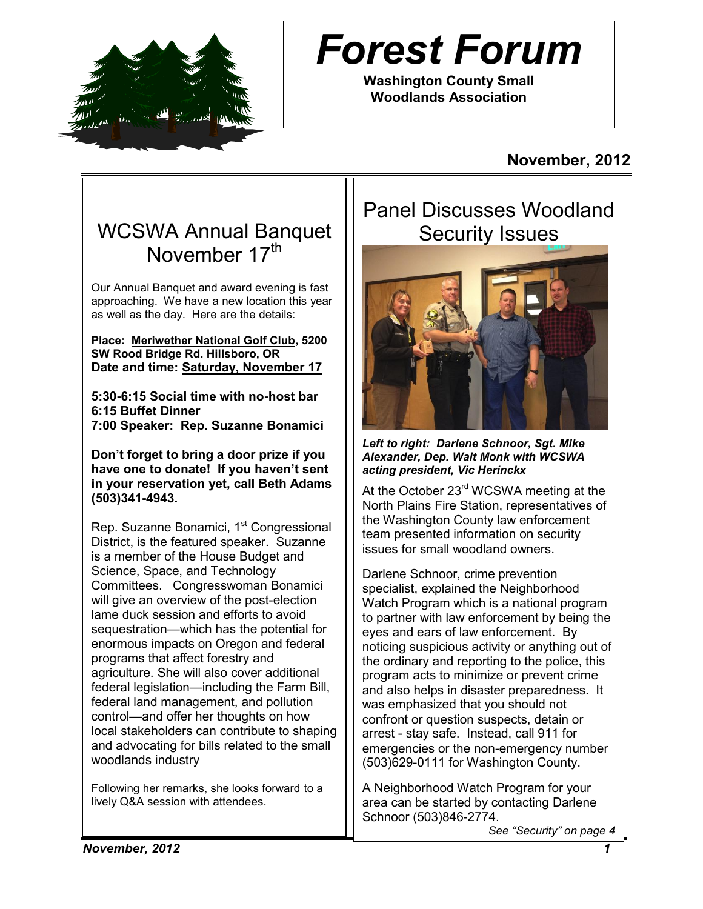# Forest Forum

**Washington County Small Woodlands Association**

**November, 2012**

## WCSWA Annual Banquet November 17th

Our Annual Banquet and award evening is fast approaching. We have a new location this year as well as the day. Here are the details:

**Place: Meriwether National Golf Club, 5200 SW Rood Bridge Rd. Hillsboro, OR**
**Date and time: Saturday, November 17**

**5:30-6:15 Social time with no-host bar**
**6:15 Buffet Dinner**
**7:00 Speaker: Rep. Suzanne Bonamici**

**Don't forget to bring a door prize if you have one to donate! If you haven't sent in your reservation yet, call Beth Adams (503)341-4943.**

Rep. Suzanne Bonamici, 1st Congressional District, is the featured speaker. Suzanne is a member of the House Budget and Science, Space, and Technology Committees. Congresswoman Bonamici will give an overview of the post-election lame duck session and efforts to avoid sequestration—which has the potential for enormous impacts on Oregon and federal programs that affect forestry and agriculture. She will also cover additional federal legislation—including the Farm Bill, federal land management, and pollution control—and offer her thoughts on how local stakeholders can contribute to shaping and advocating for bills related to the small woodlands industry

Following her remarks, she looks forward to a lively Q&A session with attendees.

## Panel Discusses Woodland Security Issues

*Left to right: Darlene Schnoor, Sgt. Mike Alexander, Dep. Walt Monk with WCSWA acting president, Vic Herinckx*

At the October 23rd WCSWA meeting at the North Plains Fire Station, representatives of the Washington County law enforcement team presented information on security issues for small woodland owners.

Darlene Schnoor, crime prevention specialist, explained the Neighborhood Watch Program which is a national program to partner with law enforcement by being the eyes and ears of law enforcement. By noticing suspicious activity or anything out of the ordinary and reporting to the police, this program acts to minimize or prevent crime and also helps in disaster preparedness. It was emphasized that you should not confront or question suspects, detain or arrest - stay safe. Instead, call 911 for emergencies or the non-emergency number (503)629-0111 for Washington County.

A Neighborhood Watch Program for your area can be started by contacting Darlene Schnoor (503)846-2774.

*See "Security" on page 4*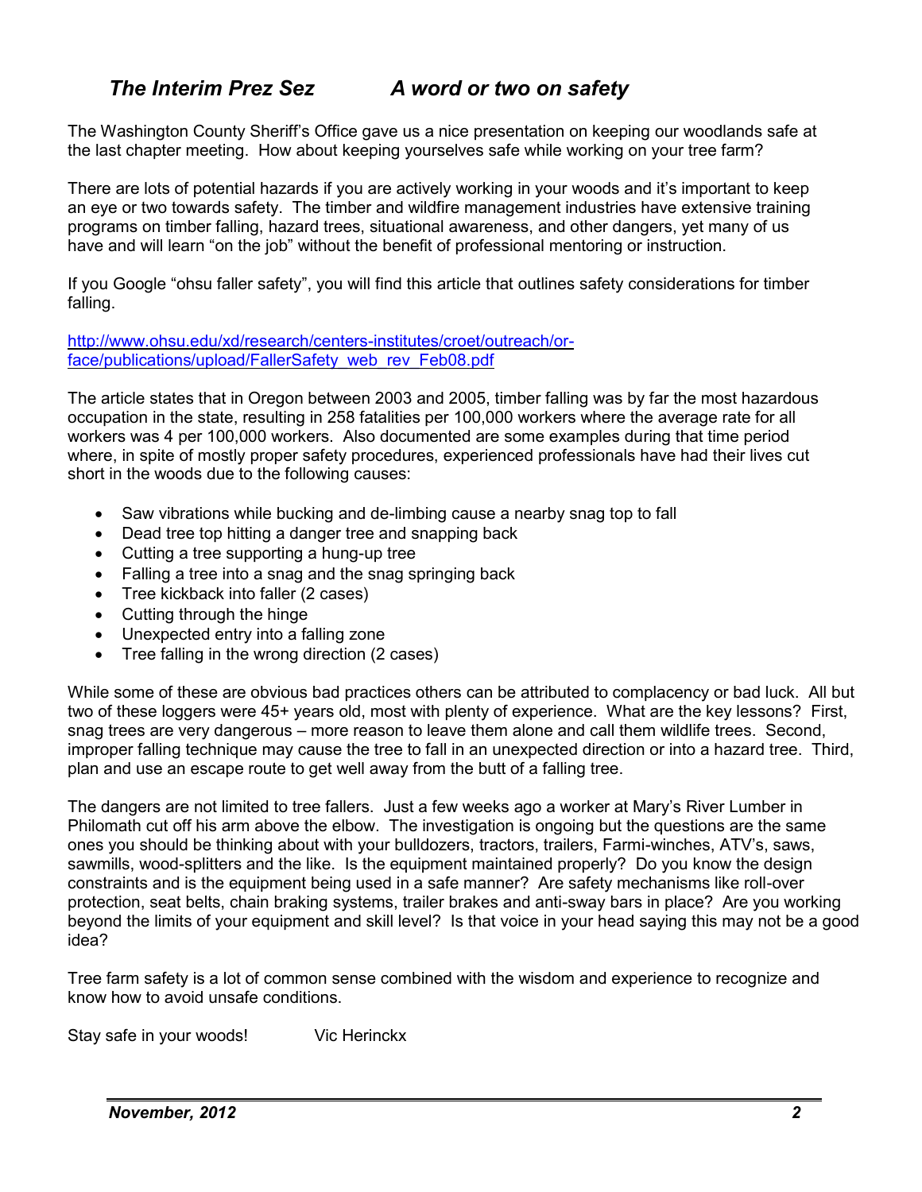## *The Interim Prez Sez* *A word or two on safety*

The Washington County Sheriff's Office gave us a nice presentation on keeping our woodlands safe at the last chapter meeting. How about keeping yourselves safe while working on your tree farm?

There are lots of potential hazards if you are actively working in your woods and it's important to keep an eye or two towards safety. The timber and wildfire management industries have extensive training programs on timber falling, hazard trees, situational awareness, and other dangers, yet many of us have and will learn "on the job" without the benefit of professional mentoring or instruction.

If you Google "ohsu faller safety", you will find this article that outlines safety considerations for timber falling.

http://www.ohsu.edu/xd/research/centers-institutes/croet/outreach/or-face/publications/upload/FallerSafety_web_rev_Feb08.pdf

The article states that in Oregon between 2003 and 2005, timber falling was by far the most hazardous occupation in the state, resulting in 258 fatalities per 100,000 workers where the average rate for all workers was 4 per 100,000 workers. Also documented are some examples during that time period where, in spite of mostly proper safety procedures, experienced professionals have had their lives cut short in the woods due to the following causes:

- Saw vibrations while bucking and de-limbing cause a nearby snag top to fall
- Dead tree top hitting a danger tree and snapping back
- Cutting a tree supporting a hung-up tree
- Falling a tree into a snag and the snag springing back
- Tree kickback into faller (2 cases)
- Cutting through the hinge
- Unexpected entry into a falling zone
- Tree falling in the wrong direction (2 cases)

While some of these are obvious bad practices others can be attributed to complacency or bad luck. All but two of these loggers were 45+ years old, most with plenty of experience. What are the key lessons? First, snag trees are very dangerous – more reason to leave them alone and call them wildlife trees. Second, improper falling technique may cause the tree to fall in an unexpected direction or into a hazard tree. Third, plan and use an escape route to get well away from the butt of a falling tree.

The dangers are not limited to tree fallers. Just a few weeks ago a worker at Mary's River Lumber in Philomath cut off his arm above the elbow. The investigation is ongoing but the questions are the same ones you should be thinking about with your bulldozers, tractors, trailers, Farmi-winches, ATV's, saws, sawmills, wood-splitters and the like. Is the equipment maintained properly? Do you know the design constraints and is the equipment being used in a safe manner? Are safety mechanisms like roll-over protection, seat belts, chain braking systems, trailer brakes and anti-sway bars in place? Are you working beyond the limits of your equipment and skill level? Is that voice in your head saying this may not be a good idea?

Tree farm safety is a lot of common sense combined with the wisdom and experience to recognize and know how to avoid unsafe conditions.

Stay safe in your woods! Vic Herinckx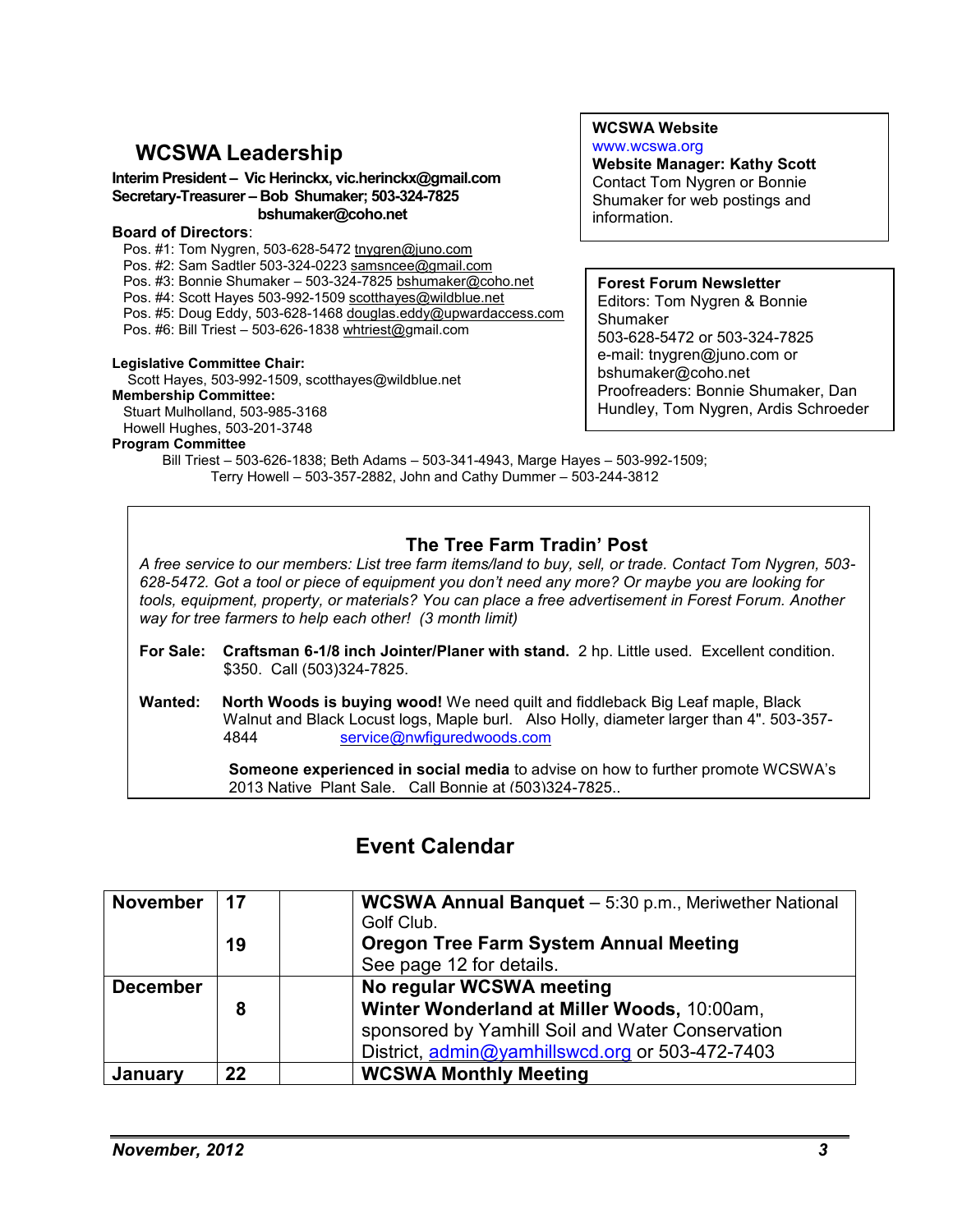## WCSWA Leadership

**Interim President – Vic Herinckx, vic.herinckx@gmail.com**
**Secretary-Treasurer – Bob Shumaker; 503-324-7825 bshumaker@coho.net**

**Board of Directors**:

Pos. #1: Tom Nygren, 503-628-5472 tnygren@juno.com
Pos. #2: Sam Sadtler 503-324-0223 samsncee@gmail.com
Pos. #3: Bonnie Shumaker – 503-324-7825 bshumaker@coho.net
Pos. #4: Scott Hayes 503-992-1509 scotthayes@wildblue.net
Pos. #5: Doug Eddy, 503-628-1468 douglas.eddy@upwardaccess.com
Pos. #6: Bill Triest – 503-626-1838 whtriest@gmail.com

**Legislative Committee Chair:**
Scott Hayes, 503-992-1509, scotthayes@wildblue.net

**Membership Committee:**
Stuart Mulholland, 503-985-3168
Howell Hughes, 503-201-3748

**Program Committee**
Bill Triest – 503-626-1838; Beth Adams – 503-341-4943, Marge Hayes – 503-992-1509; Terry Howell – 503-357-2882, John and Cathy Dummer – 503-244-3812

**WCSWA Website**
www.wcswa.org
**Website Manager: Kathy Scott**
Contact Tom Nygren or Bonnie Shumaker for web postings and information.

**Forest Forum Newsletter**
Editors: Tom Nygren & Bonnie Shumaker
503-628-5472 or 503-324-7825
e-mail: tnygren@juno.com or bshumaker@coho.net
Proofreaders: Bonnie Shumaker, Dan Hundley, Tom Nygren, Ardis Schroeder

### The Tree Farm Tradin' Post

*A free service to our members: List tree farm items/land to buy, sell, or trade. Contact Tom Nygren, 503-628-5472. Got a tool or piece of equipment you don't need any more? Or maybe you are looking for tools, equipment, property, or materials? You can place a free advertisement in Forest Forum. Another way for tree farmers to help each other! (3 month limit)*

**For Sale:** **Craftsman 6-1/8 inch Jointer/Planer with stand.** 2 hp. Little used. Excellent condition. $350. Call (503)324-7825.

**Wanted:** **North Woods is buying wood!** We need quilt and fiddleback Big Leaf maple, Black Walnut and Black Locust logs, Maple burl. Also Holly, diameter larger than 4". 503-357-4844 service@nwfiguredwoods.com

**Someone experienced in social media** to advise on how to further promote WCSWA's 2013 Native Plant Sale. Call Bonnie at (503)324-7825..

## Event Calendar

| | | | |
|---|---|---|---|
| **November** | **17** | | **WCSWA Annual Banquet** – 5:30 p.m., Meriwether National Golf Club. |
| | **19** | | **Oregon Tree Farm System Annual Meeting** See page 12 for details. |
| **December** | | | **No regular WCSWA meeting** |
| | **8** | | **Winter Wonderland at Miller Woods,** 10:00am, sponsored by Yamhill Soil and Water Conservation District, admin@yamhillswcd.org or 503-472-7403 |
| **January** | **22** | | **WCSWA Monthly Meeting** |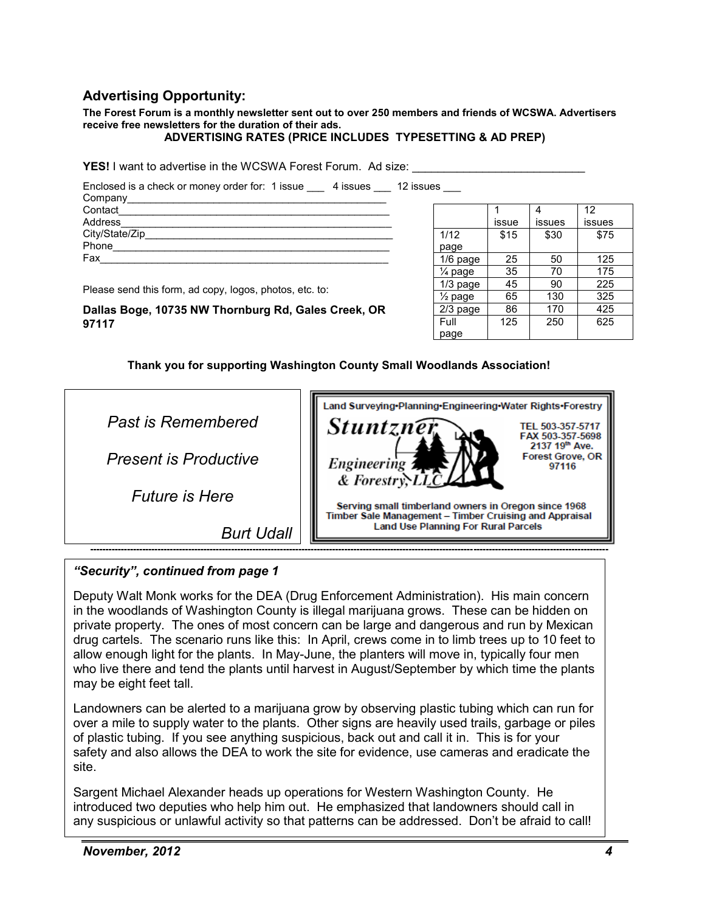## Advertising Opportunity:

**The Forest Forum is a monthly newsletter sent out to over 250 members and friends of WCSWA. Advertisers receive free newsletters for the duration of their ads.**

**ADVERTISING RATES (PRICE INCLUDES TYPESETTING & AD PREP)**

**YES!** I want to advertise in the WCSWA Forest Forum. Ad size: ___________________________

Enclosed is a check or money order for: 1 issue ___ 4 issues ___ 12 issues ___

Company_____________________________________________

Contact______________________________________________

Address______________________________________________

City/State/Zip_________________________________________

Phone_______________________________________________

Fax_________________________________________________

|  | 1 issue | 4 issues | 12 issues |
|---|---|---|---|
| 1/12 page | $15 | $30 | $75 |
| 1/6 page | 25 | 50 | 125 |
| ¼ page | 35 | 70 | 175 |
| 1/3 page | 45 | 90 | 225 |
| ½ page | 65 | 130 | 325 |
| 2/3 page | 86 | 170 | 425 |
| Full page | 125 | 250 | 625 |

Please send this form, ad copy, logos, photos, etc. to:

**Dallas Boge, 10735 NW Thornburg Rd, Gales Creek, OR 97117**

**Thank you for supporting Washington County Small Woodlands Association!**

*Past is Remembered*

*Present is Productive*

*Future is Here*

*Burt Udall*

Land Surveying•Planning•Engineering•Water Rights•Forestry

**Stuntzner Engineering & Forestry, LLC**

TEL 503-357-5717
FAX 503-357-5698
2137 19th Ave.
Forest Grove, OR 97116

Serving small timberland owners in Oregon since 1968
Timber Sale Management – Timber Cruising and Appraisal
Land Use Planning For Rural Parcels

### *"Security", continued from page 1*

Deputy Walt Monk works for the DEA (Drug Enforcement Administration). His main concern in the woodlands of Washington County is illegal marijuana grows. These can be hidden on private property. The ones of most concern can be large and dangerous and run by Mexican drug cartels. The scenario runs like this: In April, crews come in to limb trees up to 10 feet to allow enough light for the plants. In May-June, the planters will move in, typically four men who live there and tend the plants until harvest in August/September by which time the plants may be eight feet tall.

Landowners can be alerted to a marijuana grow by observing plastic tubing which can run for over a mile to supply water to the plants. Other signs are heavily used trails, garbage or piles of plastic tubing. If you see anything suspicious, back out and call it in. This is for your safety and also allows the DEA to work the site for evidence, use cameras and eradicate the site.

Sargent Michael Alexander heads up operations for Western Washington County. He introduced two deputies who help him out. He emphasized that landowners should call in any suspicious or unlawful activity so that patterns can be addressed. Don't be afraid to call!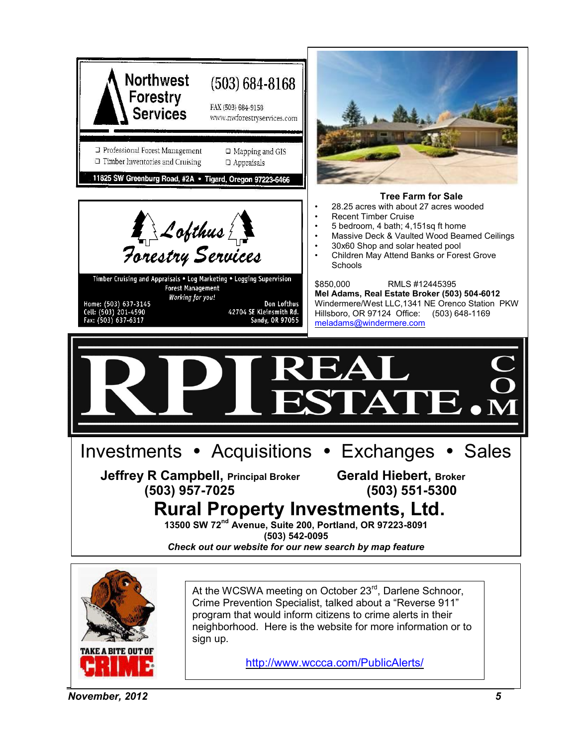**Northwest Forestry Services**

(503) 684-8168

FAX (503) 684-9158
www.nwforestryservices.com

- Professional Forest Management
- Timber Inventories and Cruising
- Mapping and GIS
- Appraisals

11825 SW Greenburg Road, #2A • Tigard, Oregon 97223-6466

**Lofthus Forestry Services**

Timber Cruising and Appraisals • Log Marketing • Logging Supervision
Forest Management
*Working for you!*

Home: (503) 637-3145
Cell: (503) 201-4590
Fax: (503) 637-6317

Don Lofthus
42704 SE Kleinsmith Rd.
Sandy, OR 97055

**Tree Farm for Sale**

- 28.25 acres with about 27 acres wooded
- Recent Timber Cruise
- 5 bedroom, 4 bath; 4,151sq ft home
- Massive Deck & Vaulted Wood Beamed Ceilings
- 30x60 Shop and solar heated pool
- Children May Attend Banks or Forest Grove Schools

$850,000 RMLS #12445395
**Mel Adams, Real Estate Broker (503) 504-6012**
Windermere/West LLC,1341 NE Orenco Station PKW
Hillsboro, OR 97124 Office: (503) 648-1169
meladams@windermere.com

# RPI REAL ESTATE.COM

Investments • Acquisitions • Exchanges • Sales

**Jeffrey R Campbell, Principal Broker** — **(503) 957-7025**

**Gerald Hiebert, Broker** — **(503) 551-5300**

## Rural Property Investments, Ltd.

**13500 SW 72nd Avenue, Suite 200, Portland, OR 97223-8091**
**(503) 542-0095**
***Check out our website for our new search by map feature***

TAKE A BITE OUT OF CRIME

At the WCSWA meeting on October 23rd, Darlene Schnoor, Crime Prevention Specialist, talked about a "Reverse 911" program that would inform citizens to crime alerts in their neighborhood. Here is the website for more information or to sign up.

http://www.wccca.com/PublicAlerts/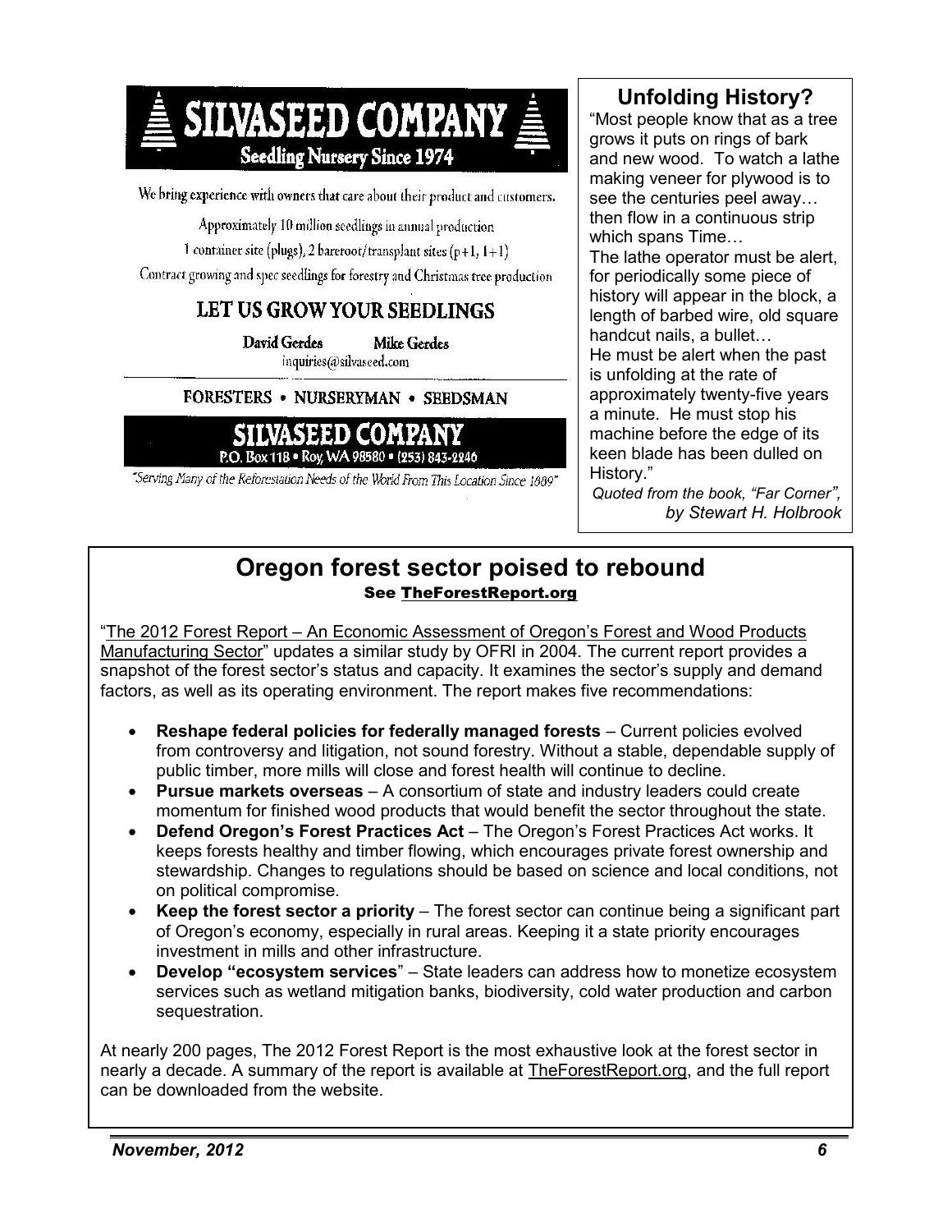## SILVASEED COMPANY

**Seedling Nursery Since 1974**

We bring experience with owners that care about their product and customers.

Approximately 10 million seedlings in annual production

1 container site (plugs), 2 bareroot/transplant sites (p+1, 1+1)

Contract growing and spec seedlings for forestry and Christmas tree production

### LET US GROW YOUR SEEDLINGS

David Gerdes Mike Gerdes

inquiries@silvaseed.com

FORESTERS • NURSERYMAN • SEEDSMAN

**SILVASEED COMPANY**

P.O. Box 118 • Roy, WA 98580 • (253) 843-2246

*"Serving Many of the Reforestation Needs of the World From This Location Since 1889"*

## Unfolding History?

"Most people know that as a tree grows it puts on rings of bark and new wood. To watch a lathe making veneer for plywood is to see the centuries peel away… then flow in a continuous strip which spans Time…

The lathe operator must be alert, for periodically some piece of history will appear in the block, a length of barbed wire, old square handcut nails, a bullet…

He must be alert when the past is unfolding at the rate of approximately twenty-five years a minute. He must stop his machine before the edge of its keen blade has been dulled on History."

*Quoted from the book, "Far Corner", by Stewart H. Holbrook*

## Oregon forest sector poised to rebound

**See TheForestReport.org**

"The 2012 Forest Report – An Economic Assessment of Oregon's Forest and Wood Products Manufacturing Sector" updates a similar study by OFRI in 2004. The current report provides a snapshot of the forest sector's status and capacity. It examines the sector's supply and demand factors, as well as its operating environment. The report makes five recommendations:

- **Reshape federal policies for federally managed forests** – Current policies evolved from controversy and litigation, not sound forestry. Without a stable, dependable supply of public timber, more mills will close and forest health will continue to decline.
- **Pursue markets overseas** – A consortium of state and industry leaders could create momentum for finished wood products that would benefit the sector throughout the state.
- **Defend Oregon's Forest Practices Act** – The Oregon's Forest Practices Act works. It keeps forests healthy and timber flowing, which encourages private forest ownership and stewardship. Changes to regulations should be based on science and local conditions, not on political compromise.
- **Keep the forest sector a priority** – The forest sector can continue being a significant part of Oregon's economy, especially in rural areas. Keeping it a state priority encourages investment in mills and other infrastructure.
- **Develop "ecosystem services**" – State leaders can address how to monetize ecosystem services such as wetland mitigation banks, biodiversity, cold water production and carbon sequestration.

At nearly 200 pages, The 2012 Forest Report is the most exhaustive look at the forest sector in nearly a decade. A summary of the report is available at TheForestReport.org, and the full report can be downloaded from the website.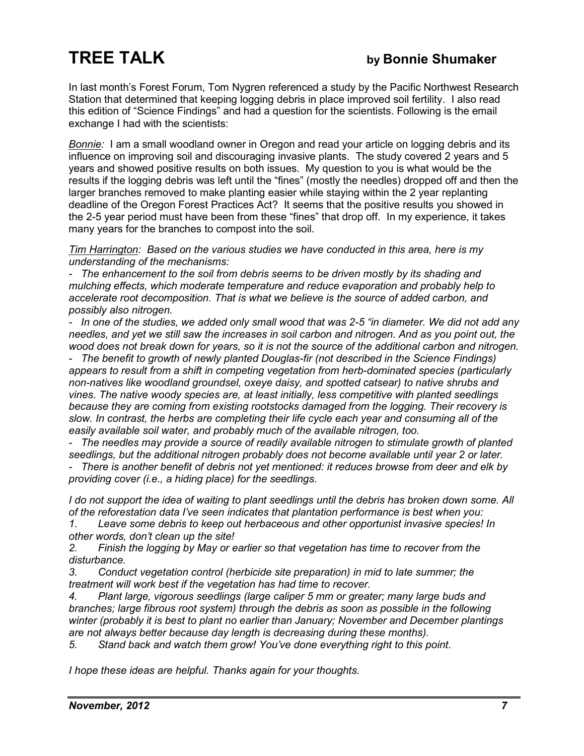# TREE TALK by Bonnie Shumaker

In last month's Forest Forum, Tom Nygren referenced a study by the Pacific Northwest Research Station that determined that keeping logging debris in place improved soil fertility. I also read this edition of "Science Findings" and had a question for the scientists. Following is the email exchange I had with the scientists:

*Bonnie:* I am a small woodland owner in Oregon and read your article on logging debris and its influence on improving soil and discouraging invasive plants. The study covered 2 years and 5 years and showed positive results on both issues. My question to you is what would be the results if the logging debris was left until the "fines" (mostly the needles) dropped off and then the larger branches removed to make planting easier while staying within the 2 year replanting deadline of the Oregon Forest Practices Act? It seems that the positive results you showed in the 2-5 year period must have been from these "fines" that drop off. In my experience, it takes many years for the branches to compost into the soil.

*Tim Harrington: Based on the various studies we have conducted in this area, here is my understanding of the mechanisms:*

*- The enhancement to the soil from debris seems to be driven mostly by its shading and mulching effects, which moderate temperature and reduce evaporation and probably help to accelerate root decomposition. That is what we believe is the source of added carbon, and possibly also nitrogen.*

*- In one of the studies, we added only small wood that was 2-5 "in diameter. We did not add any needles, and yet we still saw the increases in soil carbon and nitrogen. And as you point out, the wood does not break down for years, so it is not the source of the additional carbon and nitrogen.*

*- The benefit to growth of newly planted Douglas-fir (not described in the Science Findings) appears to result from a shift in competing vegetation from herb-dominated species (particularly non-natives like woodland groundsel, oxeye daisy, and spotted catsear) to native shrubs and vines. The native woody species are, at least initially, less competitive with planted seedlings because they are coming from existing rootstocks damaged from the logging. Their recovery is slow. In contrast, the herbs are completing their life cycle each year and consuming all of the easily available soil water, and probably much of the available nitrogen, too.*

*- The needles may provide a source of readily available nitrogen to stimulate growth of planted seedlings, but the additional nitrogen probably does not become available until year 2 or later.*

*- There is another benefit of debris not yet mentioned: it reduces browse from deer and elk by providing cover (i.e., a hiding place) for the seedlings.*

*I do not support the idea of waiting to plant seedlings until the debris has broken down some. All of the reforestation data I've seen indicates that plantation performance is best when you:*

1. *Leave some debris to keep out herbaceous and other opportunist invasive species! In other words, don't clean up the site!*
2. *Finish the logging by May or earlier so that vegetation has time to recover from the disturbance.*
3. *Conduct vegetation control (herbicide site preparation) in mid to late summer; the treatment will work best if the vegetation has had time to recover.*
4. *Plant large, vigorous seedlings (large caliper 5 mm or greater; many large buds and branches; large fibrous root system) through the debris as soon as possible in the following winter (probably it is best to plant no earlier than January; November and December plantings are not always better because day length is decreasing during these months).*
5. *Stand back and watch them grow! You've done everything right to this point.*

*I hope these ideas are helpful. Thanks again for your thoughts.*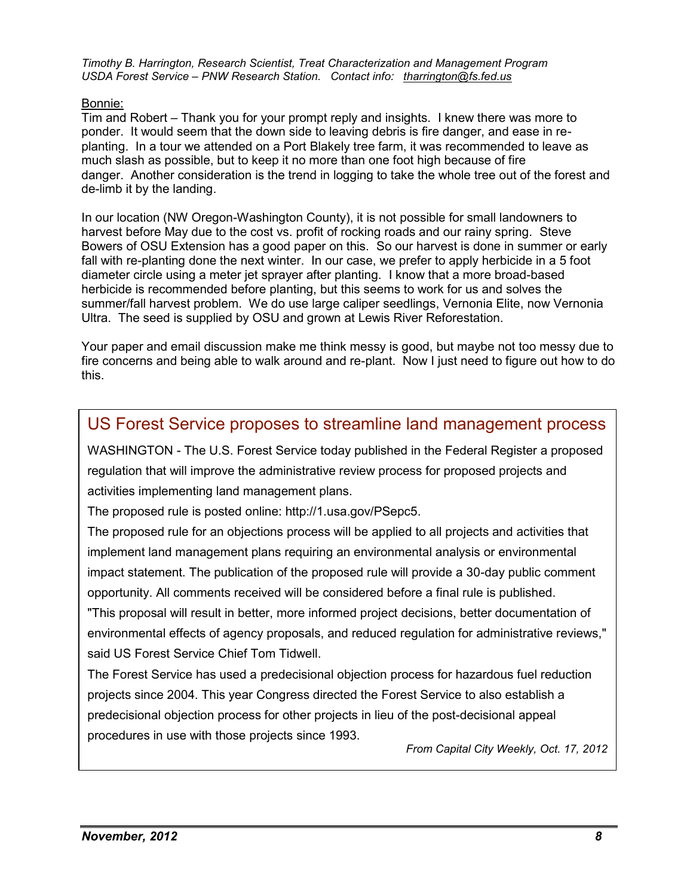*Timothy B. Harrington, Research Scientist, Treat Characterization and Management Program*
*USDA Forest Service – PNW Research Station. Contact info: tharrington@fs.fed.us*

Bonnie:
Tim and Robert – Thank you for your prompt reply and insights. I knew there was more to ponder. It would seem that the down side to leaving debris is fire danger, and ease in re-planting. In a tour we attended on a Port Blakely tree farm, it was recommended to leave as much slash as possible, but to keep it no more than one foot high because of fire danger. Another consideration is the trend in logging to take the whole tree out of the forest and de-limb it by the landing.

In our location (NW Oregon-Washington County), it is not possible for small landowners to harvest before May due to the cost vs. profit of rocking roads and our rainy spring. Steve Bowers of OSU Extension has a good paper on this. So our harvest is done in summer or early fall with re-planting done the next winter. In our case, we prefer to apply herbicide in a 5 foot diameter circle using a meter jet sprayer after planting. I know that a more broad-based herbicide is recommended before planting, but this seems to work for us and solves the summer/fall harvest problem. We do use large caliper seedlings, Vernonia Elite, now Vernonia Ultra. The seed is supplied by OSU and grown at Lewis River Reforestation.

Your paper and email discussion make me think messy is good, but maybe not too messy due to fire concerns and being able to walk around and re-plant. Now I just need to figure out how to do this.

## US Forest Service proposes to streamline land management process

WASHINGTON - The U.S. Forest Service today published in the Federal Register a proposed regulation that will improve the administrative review process for proposed projects and activities implementing land management plans.

The proposed rule is posted online: http://1.usa.gov/PSepc5.

The proposed rule for an objections process will be applied to all projects and activities that implement land management plans requiring an environmental analysis or environmental impact statement. The publication of the proposed rule will provide a 30-day public comment opportunity. All comments received will be considered before a final rule is published.

"This proposal will result in better, more informed project decisions, better documentation of environmental effects of agency proposals, and reduced regulation for administrative reviews," said US Forest Service Chief Tom Tidwell.

The Forest Service has used a predecisional objection process for hazardous fuel reduction projects since 2004. This year Congress directed the Forest Service to also establish a predecisional objection process for other projects in lieu of the post-decisional appeal procedures in use with those projects since 1993.

*From Capital City Weekly, Oct. 17, 2012*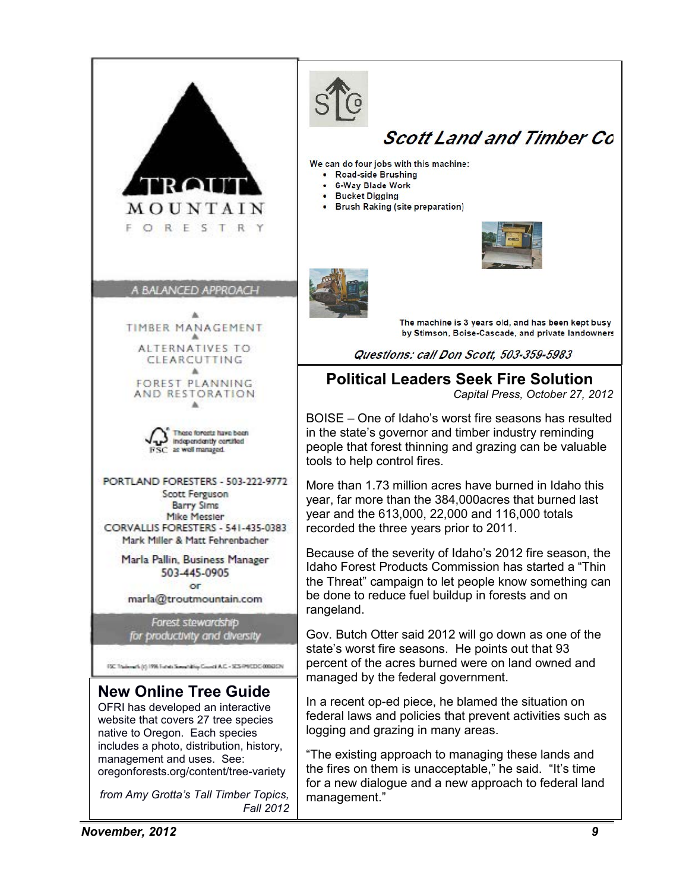# TROUT MOUNTAIN FORESTRY

A BALANCED APPROACH

TIMBER MANAGEMENT

ALTERNATIVES TO CLEARCUTTING

FOREST PLANNING AND RESTORATION

FSC These forests have been independently certified as well managed.

PORTLAND FORESTERS - 503-222-9772
Scott Ferguson
Barry Sims
Mike Messier

CORVALLIS FORESTERS - 541-435-0383
Mark Miller & Matt Fehrenbacher

Marla Pallin, Business Manager
503-445-0905
or
marla@troutmountain.com

*Forest stewardship for productivity and diversity*

## New Online Tree Guide

OFRI has developed an interactive website that covers 27 tree species native to Oregon. Each species includes a photo, distribution, history, management and uses. See: oregonforests.org/content/tree-variety

*from Amy Grotta's Tall Timber Topics, Fall 2012*

## Scott Land and Timber Co

We can do four jobs with this machine:

- Road-side Brushing
- 6-Way Blade Work
- Bucket Digging
- Brush Raking (site preparation)

The machine is 3 years old, and has been kept busy by Stimson, Boise-Cascade, and private landowners

*Questions: call Don Scott, 503-359-5983*

## Political Leaders Seek Fire Solution

*Capital Press, October 27, 2012*

BOISE – One of Idaho's worst fire seasons has resulted in the state's governor and timber industry reminding people that forest thinning and grazing can be valuable tools to help control fires.

More than 1.73 million acres have burned in Idaho this year, far more than the 384,000acres that burned last year and the 613,000, 22,000 and 116,000 totals recorded the three years prior to 2011.

Because of the severity of Idaho's 2012 fire season, the Idaho Forest Products Commission has started a "Thin the Threat" campaign to let people know something can be done to reduce fuel buildup in forests and on rangeland.

Gov. Butch Otter said 2012 will go down as one of the state's worst fire seasons. He points out that 93 percent of the acres burned were on land owned and managed by the federal government.

In a recent op-ed piece, he blamed the situation on federal laws and policies that prevent activities such as logging and grazing in many areas.

"The existing approach to managing these lands and the fires on them is unacceptable," he said. "It's time for a new dialogue and a new approach to federal land management."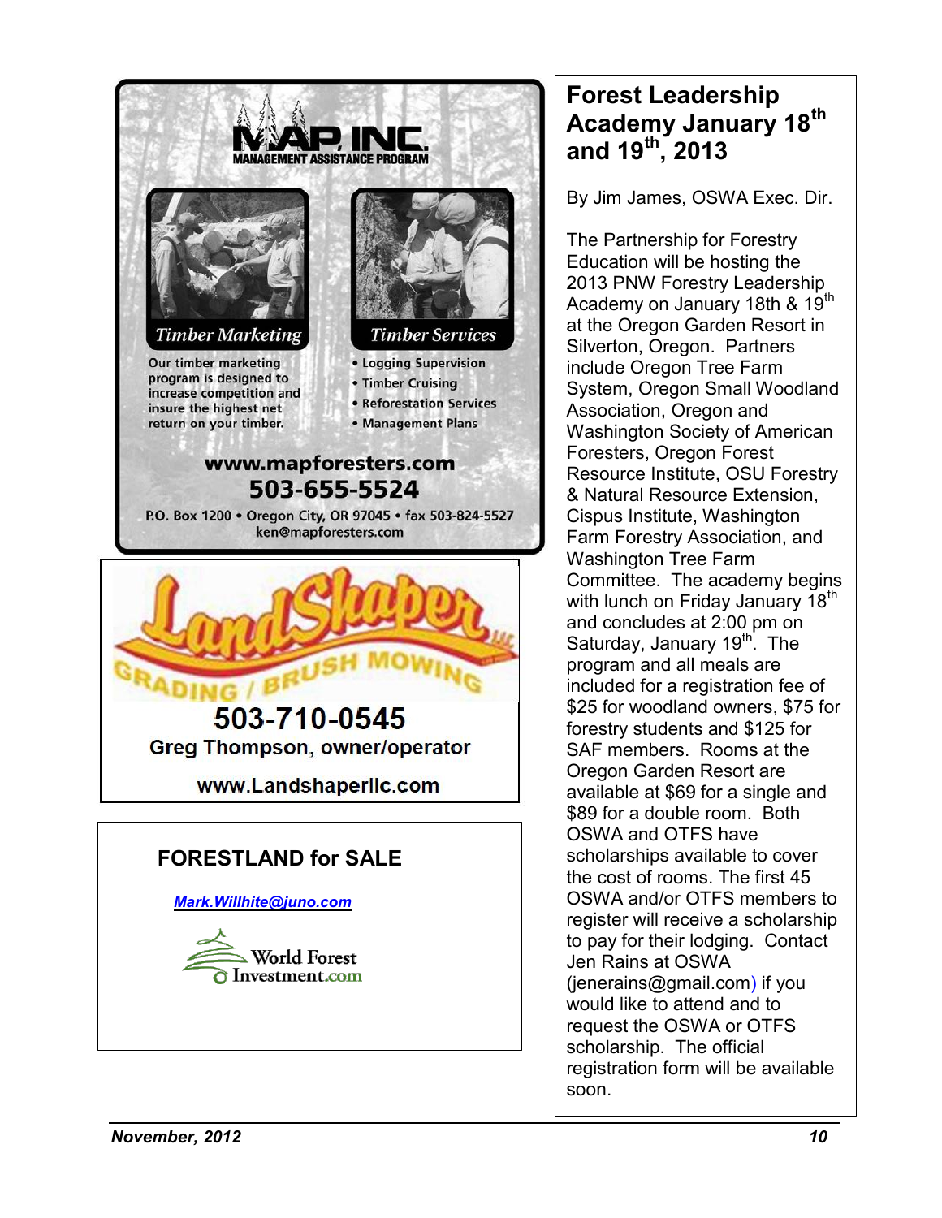**MAP INC.**
MANAGEMENT ASSISTANCE PROGRAM

**Timber Marketing**

Our timber marketing program is designed to increase competition and insure the highest net return on your timber.

**Timber Services**

- Logging Supervision
- Timber Cruising
- Reforestation Services
- Management Plans

**www.mapforesters.com**
**503-655-5524**
P.O. Box 1200 • Oregon City, OR 97045 • fax 503-824-5527
ken@mapforesters.com

---

**LandShaper LLC**
GRADING / BRUSH MOWING

**503-710-0545**
**Greg Thompson, owner/operator**
**www.Landshaperllc.com**

---

**FORESTLAND for SALE**

***Mark.Willhite@juno.com***

World Forest Investment.com

---

## Forest Leadership Academy January 18th and 19th, 2013

By Jim James, OSWA Exec. Dir.

The Partnership for Forestry Education will be hosting the 2013 PNW Forestry Leadership Academy on January 18th & 19th at the Oregon Garden Resort in Silverton, Oregon. Partners include Oregon Tree Farm System, Oregon Small Woodland Association, Oregon and Washington Society of American Foresters, Oregon Forest Resource Institute, OSU Forestry & Natural Resource Extension, Cispus Institute, Washington Farm Forestry Association, and Washington Tree Farm Committee. The academy begins with lunch on Friday January 18th and concludes at 2:00 pm on Saturday, January 19th. The program and all meals are included for a registration fee of $25 for woodland owners, $75 for forestry students and $125 for SAF members. Rooms at the Oregon Garden Resort are available at $69 for a single and $89 for a double room. Both OSWA and OTFS have scholarships available to cover the cost of rooms. The first 45 OSWA and/or OTFS members to register will receive a scholarship to pay for their lodging. Contact Jen Rains at OSWA (jenerains@gmail.com) if you would like to attend and to request the OSWA or OTFS scholarship. The official registration form will be available soon.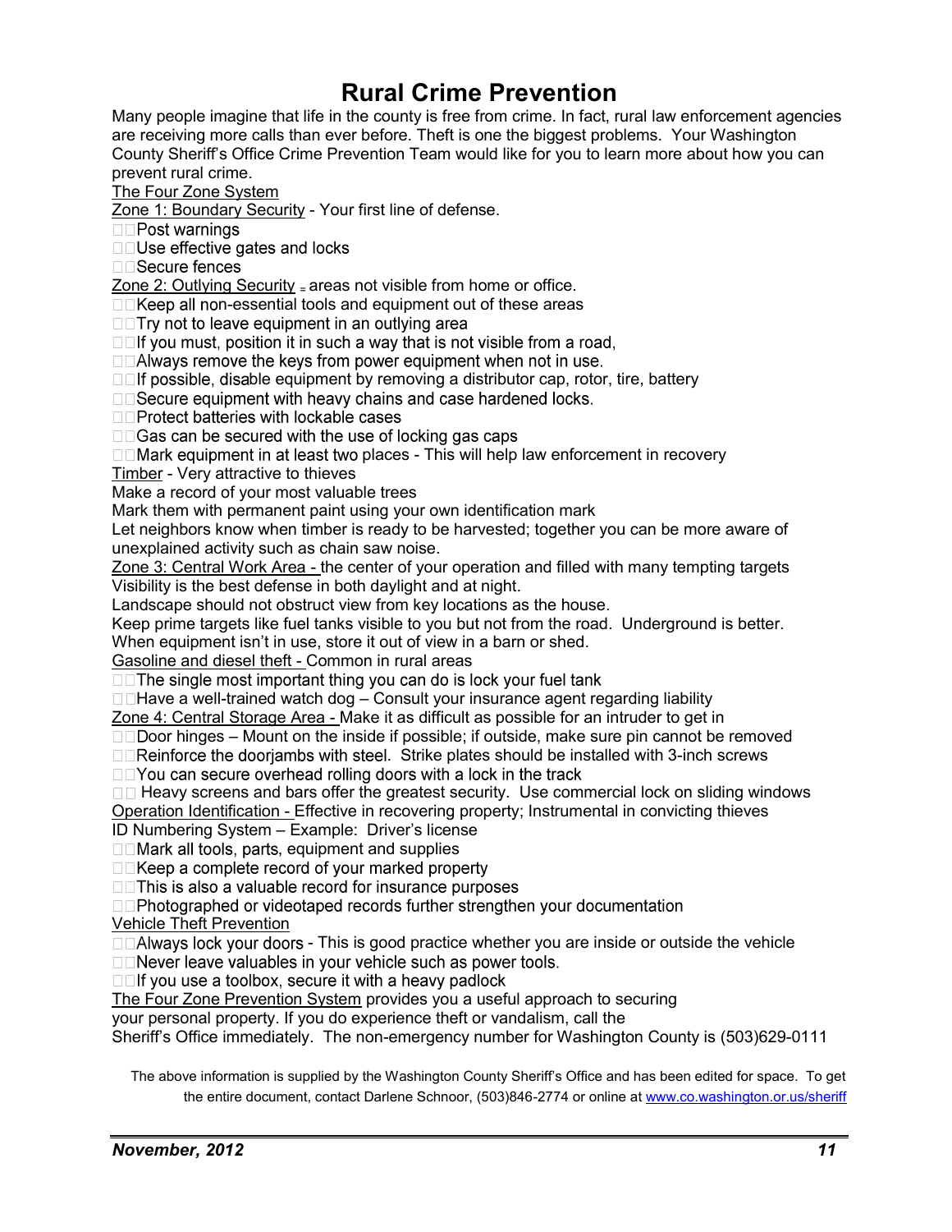# Rural Crime Prevention

Many people imagine that life in the county is free from crime. In fact, rural law enforcement agencies are receiving more calls than ever before. Theft is one the biggest problems. Your Washington County Sheriff's Office Crime Prevention Team would like for you to learn more about how you can prevent rural crime.

The Four Zone System

Zone 1: Boundary Security - Your first line of defense.

- Post warnings
- Use effective gates and locks
- Secure fences

Zone 2: Outlying Security = areas not visible from home or office.

- Keep all non-essential tools and equipment out of these areas
- Try not to leave equipment in an outlying area
- If you must, position it in such a way that is not visible from a road,
- Always remove the keys from power equipment when not in use.
- If possible, disable equipment by removing a distributor cap, rotor, tire, battery
- Secure equipment with heavy chains and case hardened locks.
- Protect batteries with lockable cases
- Gas can be secured with the use of locking gas caps
- Mark equipment in at least two places - This will help law enforcement in recovery

Timber - Very attractive to thieves

Make a record of your most valuable trees

Mark them with permanent paint using your own identification mark

Let neighbors know when timber is ready to be harvested; together you can be more aware of unexplained activity such as chain saw noise.

Zone 3: Central Work Area - the center of your operation and filled with many tempting targets

Visibility is the best defense in both daylight and at night.

Landscape should not obstruct view from key locations as the house.

Keep prime targets like fuel tanks visible to you but not from the road. Underground is better.

When equipment isn't in use, store it out of view in a barn or shed.

Gasoline and diesel theft - Common in rural areas

- The single most important thing you can do is lock your fuel tank
- Have a well-trained watch dog – Consult your insurance agent regarding liability

Zone 4: Central Storage Area - Make it as difficult as possible for an intruder to get in

- Door hinges – Mount on the inside if possible; if outside, make sure pin cannot be removed
- Reinforce the doorjambs with steel. Strike plates should be installed with 3-inch screws
- You can secure overhead rolling doors with a lock in the track
- Heavy screens and bars offer the greatest security. Use commercial lock on sliding windows

Operation Identification - Effective in recovering property; Instrumental in convicting thieves

ID Numbering System – Example: Driver's license

- Mark all tools, parts, equipment and supplies
- Keep a complete record of your marked property
- This is also a valuable record for insurance purposes
- Photographed or videotaped records further strengthen your documentation

Vehicle Theft Prevention

- Always lock your doors - This is good practice whether you are inside or outside the vehicle
- Never leave valuables in your vehicle such as power tools.
- If you use a toolbox, secure it with a heavy padlock

The Four Zone Prevention System provides you a useful approach to securing your personal property. If you do experience theft or vandalism, call the Sheriff's Office immediately. The non-emergency number for Washington County is (503)629-0111

The above information is supplied by the Washington County Sheriff's Office and has been edited for space. To get the entire document, contact Darlene Schnoor, (503)846-2774 or online at www.co.washington.or.us/sheriff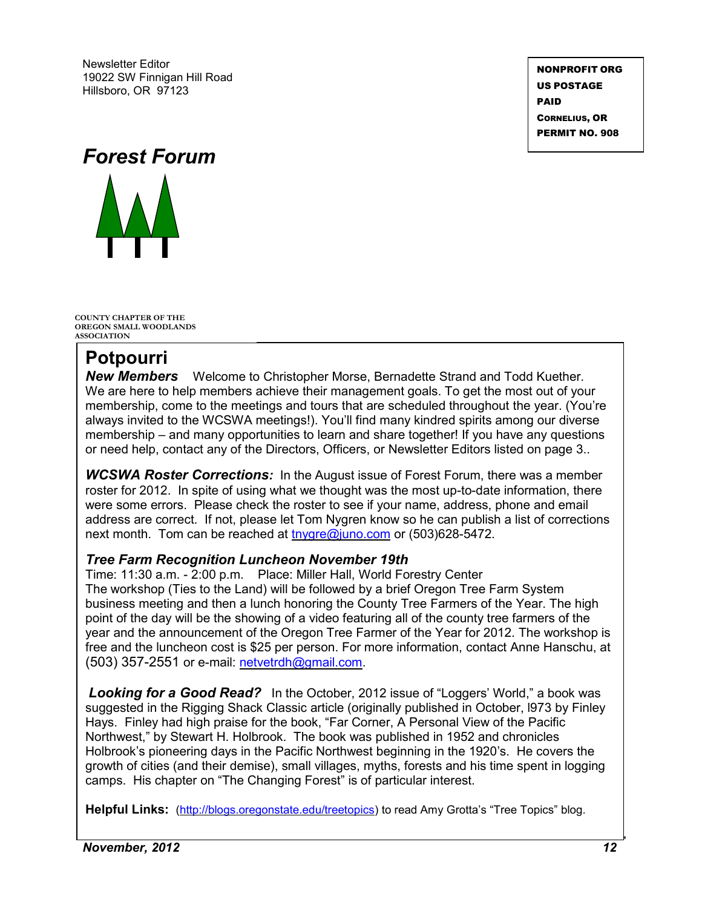Newsletter Editor
19022 SW Finnigan Hill Road
Hillsboro, OR 97123

**NONPROFIT ORG**
**US POSTAGE**
**PAID**
**CORNELIUS, OR**
**PERMIT NO. 908**

# *Forest Forum*

COUNTY CHAPTER OF THE
OREGON SMALL WOODLANDS
ASSOCIATION

## Potpourri

***New Members*** Welcome to Christopher Morse, Bernadette Strand and Todd Kuether. We are here to help members achieve their management goals. To get the most out of your membership, come to the meetings and tours that are scheduled throughout the year. (You're always invited to the WCSWA meetings!). You'll find many kindred spirits among our diverse membership – and many opportunities to learn and share together! If you have any questions or need help, contact any of the Directors, Officers, or Newsletter Editors listed on page 3..

***WCSWA Roster Corrections:*** In the August issue of Forest Forum, there was a member roster for 2012. In spite of using what we thought was the most up-to-date information, there were some errors. Please check the roster to see if your name, address, phone and email address are correct. If not, please let Tom Nygren know so he can publish a list of corrections next month. Tom can be reached at tnygre@juno.com or (503)628-5472.

### *Tree Farm Recognition Luncheon November 19th*

Time: 11:30 a.m. - 2:00 p.m. Place: Miller Hall, World Forestry Center
The workshop (Ties to the Land) will be followed by a brief Oregon Tree Farm System business meeting and then a lunch honoring the County Tree Farmers of the Year. The high point of the day will be the showing of a video featuring all of the county tree farmers of the year and the announcement of the Oregon Tree Farmer of the Year for 2012. The workshop is free and the luncheon cost is $25 per person. For more information, contact Anne Hanschu, at (503) 357-2551 or e-mail: netvetrdh@gmail.com.

***Looking for a Good Read?*** In the October, 2012 issue of "Loggers' World," a book was suggested in the Rigging Shack Classic article (originally published in October, l973 by Finley Hays. Finley had high praise for the book, "Far Corner, A Personal View of the Pacific Northwest," by Stewart H. Holbrook. The book was published in 1952 and chronicles Holbrook's pioneering days in the Pacific Northwest beginning in the 1920's. He covers the growth of cities (and their demise), small villages, myths, forests and his time spent in logging camps. His chapter on "The Changing Forest" is of particular interest.

**Helpful Links:** (http://blogs.oregonstate.edu/treetopics) to read Amy Grotta's "Tree Topics" blog.